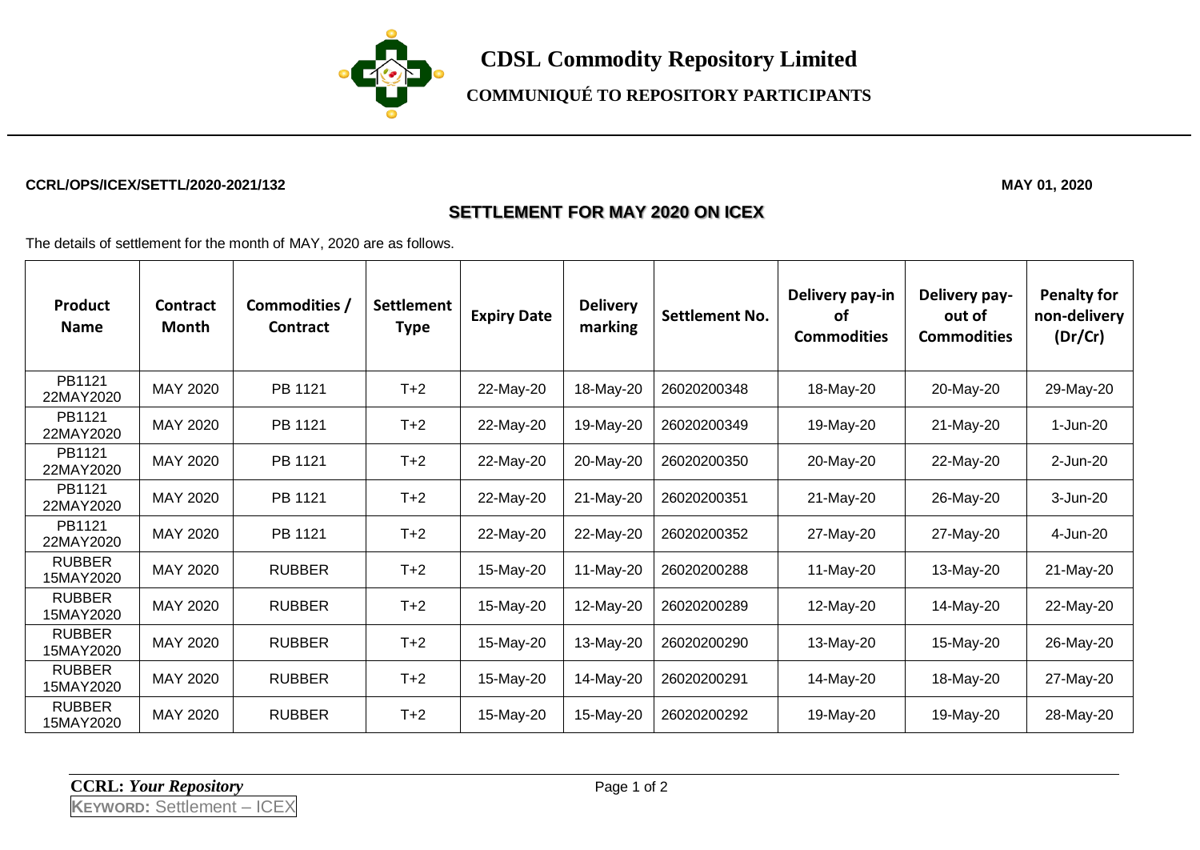# CDSL Commodity Repository Limited

## COMMUNIQUÉ TO REPOSITORY PARTICIPANTS

**CCRL/OPS/ICEX/SETTL/2020-2021/132** **MAY 01, 2020**

## SETTLEMENT FOR MAY 2020 ON ICEX

The details of settlement for the month of MAY, 2020 are as follows.

| Product Name | Contract Month | Commodities / Contract | Settlement Type | Expiry Date | Delivery marking | Settlement No. | Delivery pay-in of Commodities | Delivery pay-out of Commodities | Penalty for non-delivery (Dr/Cr) |
|---|---|---|---|---|---|---|---|---|---|
| PB1121 22MAY2020 | MAY 2020 | PB 1121 | T+2 | 22-May-20 | 18-May-20 | 26020200348 | 18-May-20 | 20-May-20 | 29-May-20 |
| PB1121 22MAY2020 | MAY 2020 | PB 1121 | T+2 | 22-May-20 | 19-May-20 | 26020200349 | 19-May-20 | 21-May-20 | 1-Jun-20 |
| PB1121 22MAY2020 | MAY 2020 | PB 1121 | T+2 | 22-May-20 | 20-May-20 | 26020200350 | 20-May-20 | 22-May-20 | 2-Jun-20 |
| PB1121 22MAY2020 | MAY 2020 | PB 1121 | T+2 | 22-May-20 | 21-May-20 | 26020200351 | 21-May-20 | 26-May-20 | 3-Jun-20 |
| PB1121 22MAY2020 | MAY 2020 | PB 1121 | T+2 | 22-May-20 | 22-May-20 | 26020200352 | 27-May-20 | 27-May-20 | 4-Jun-20 |
| RUBBER 15MAY2020 | MAY 2020 | RUBBER | T+2 | 15-May-20 | 11-May-20 | 26020200288 | 11-May-20 | 13-May-20 | 21-May-20 |
| RUBBER 15MAY2020 | MAY 2020 | RUBBER | T+2 | 15-May-20 | 12-May-20 | 26020200289 | 12-May-20 | 14-May-20 | 22-May-20 |
| RUBBER 15MAY2020 | MAY 2020 | RUBBER | T+2 | 15-May-20 | 13-May-20 | 26020200290 | 13-May-20 | 15-May-20 | 26-May-20 |
| RUBBER 15MAY2020 | MAY 2020 | RUBBER | T+2 | 15-May-20 | 14-May-20 | 26020200291 | 14-May-20 | 18-May-20 | 27-May-20 |
| RUBBER 15MAY2020 | MAY 2020 | RUBBER | T+2 | 15-May-20 | 15-May-20 | 26020200292 | 19-May-20 | 19-May-20 | 28-May-20 |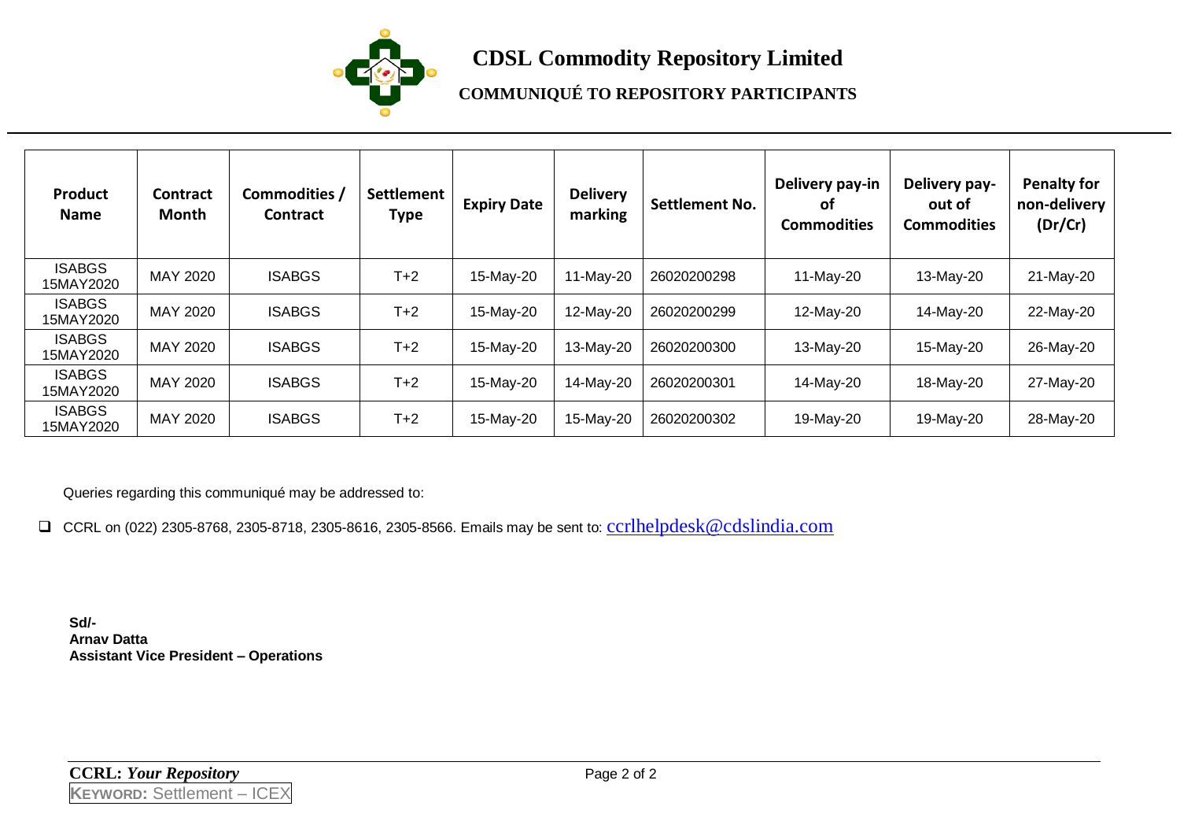# CDSL Commodity Repository Limited

## COMMUNIQUÉ TO REPOSITORY PARTICIPANTS

| Product Name | Contract Month | Commodities / Contract | Settlement Type | Expiry Date | Delivery marking | Settlement No. | Delivery pay-in of Commodities | Delivery pay-out of Commodities | Penalty for non-delivery (Dr/Cr) |
|---|---|---|---|---|---|---|---|---|---|
| ISABGS 15MAY2020 | MAY 2020 | ISABGS | T+2 | 15-May-20 | 11-May-20 | 26020200298 | 11-May-20 | 13-May-20 | 21-May-20 |
| ISABGS 15MAY2020 | MAY 2020 | ISABGS | T+2 | 15-May-20 | 12-May-20 | 26020200299 | 12-May-20 | 14-May-20 | 22-May-20 |
| ISABGS 15MAY2020 | MAY 2020 | ISABGS | T+2 | 15-May-20 | 13-May-20 | 26020200300 | 13-May-20 | 15-May-20 | 26-May-20 |
| ISABGS 15MAY2020 | MAY 2020 | ISABGS | T+2 | 15-May-20 | 14-May-20 | 26020200301 | 14-May-20 | 18-May-20 | 27-May-20 |
| ISABGS 15MAY2020 | MAY 2020 | ISABGS | T+2 | 15-May-20 | 15-May-20 | 26020200302 | 19-May-20 | 19-May-20 | 28-May-20 |

Queries regarding this communiqué may be addressed to:

- CCRL on (022) 2305-8768, 2305-8718, 2305-8616, 2305-8566. Emails may be sent to: ccrlhelpdesk@cdslindia.com

**Sd/-**
**Arnav Datta**
**Assistant Vice President – Operations**

**CCRL:** ***Your Repository***

**KEYWORD:** Settlement – ICEX